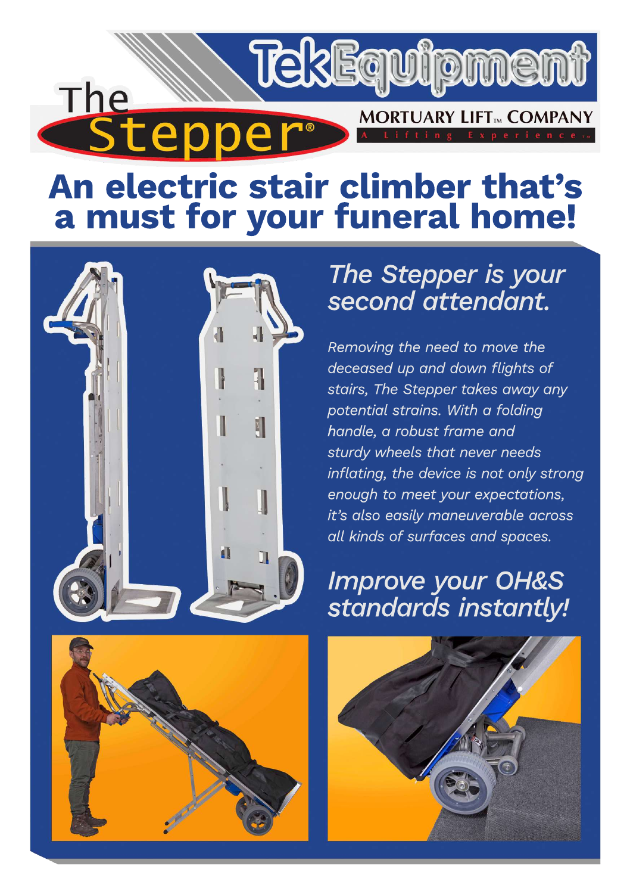The Stepper®

TekEquipment

MORTUARY LIFT™ COMPANY

A Lifting Experience™

# An electric stair climber that's a must for your funeral home!

## *The Stepper is your second attendant.*

*Removing the need to move the deceased up and down flights of stairs, The Stepper takes away any potential strains. With a folding handle, a robust frame and sturdy wheels that never needs inflating, the device is not only strong enough to meet your expectations, it's also easily maneuverable across all kinds of surfaces and spaces.*

## *Improve your OH&S standards instantly!*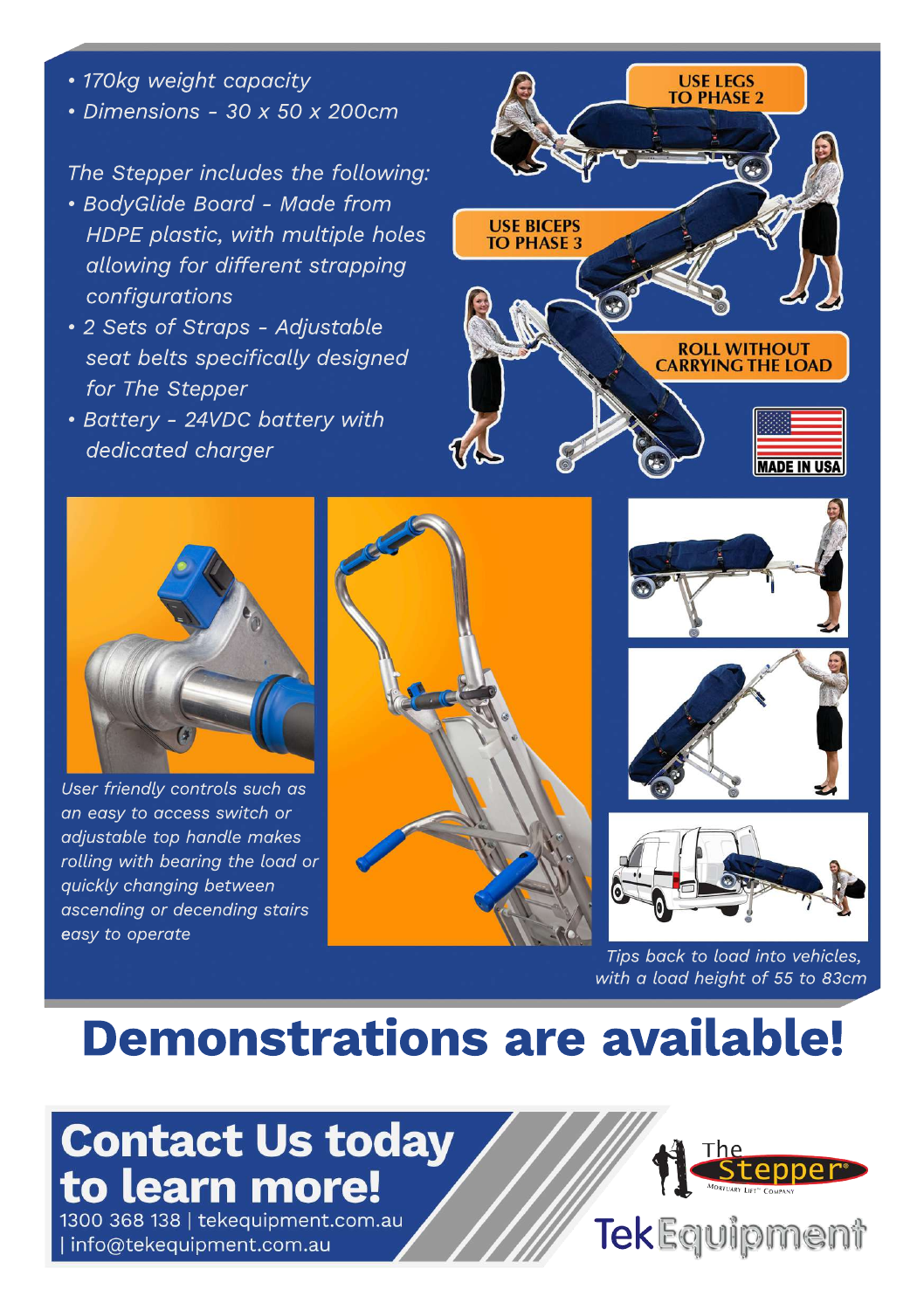- 170kg weight capacity
- Dimensions - 30 x 50 x 200cm

*The Stepper includes the following:*

- BodyGlide Board - Made from HDPE plastic, with multiple holes allowing for different strapping configurations
- 2 Sets of Straps - Adjustable seat belts specifically designed for The Stepper
- Battery - 24VDC battery with dedicated charger

USE LEGS TO PHASE 2

USE BICEPS TO PHASE 3

ROLL WITHOUT CARRYING THE LOAD

MADE IN USA

*User friendly controls such as an easy to access switch or adjustable top handle makes rolling with bearing the load or quickly changing between ascending or decending stairs easy to operate*

*Tips back to load into vehicles, with a load height of 55 to 83cm*

# Demonstrations are available!

## Contact Us today to learn more!

1300 368 138 | tekequipment.com.au | info@tekequipment.com.au

The Stepper® Mortuary Lift™ Company

TekEquipment